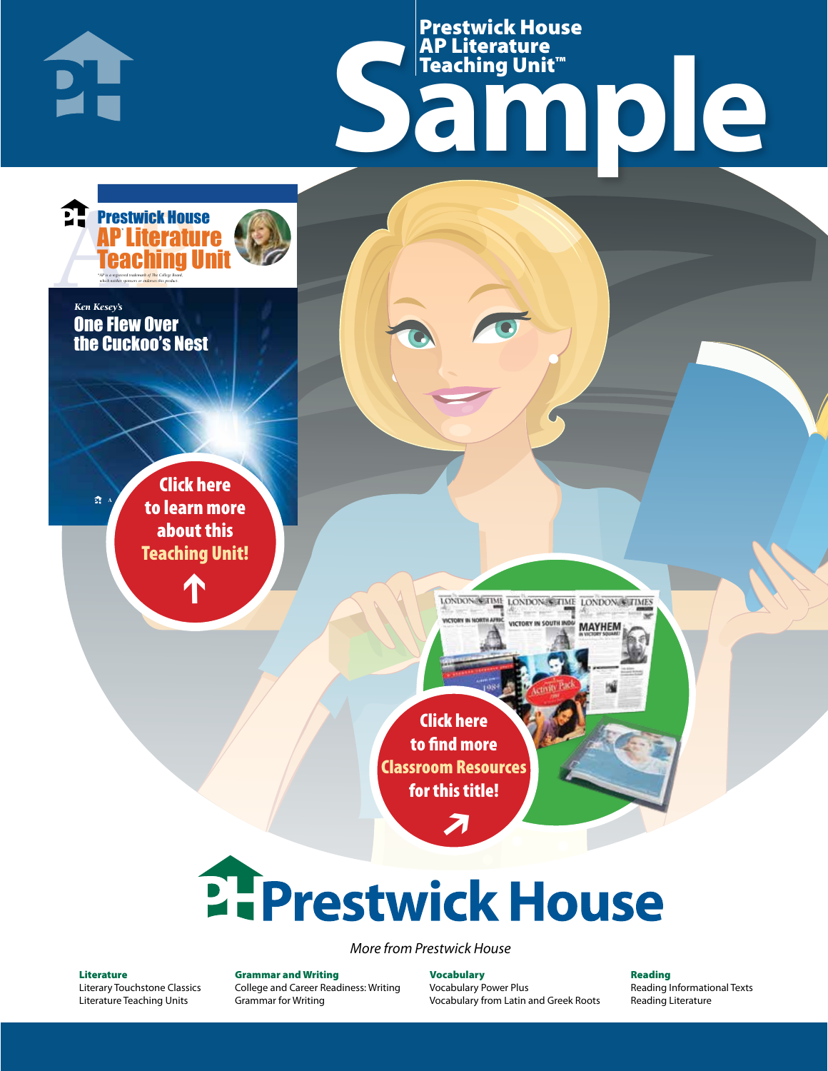Prestwick House
AP Literature
Teaching Unit™

# Sample

Prestwick House
AP Literature
Teaching Unit

*AP is a registered trademark of The College Board, which neither sponsors nor endorses this product.

*Ken Kesey's*

**One Flew Over the Cuckoo's Nest**

Click here to learn more about this Teaching Unit!

Click here to find more Classroom Resources for this title!

# Prestwick House

*More from Prestwick House*

**Literature**
Literary Touchstone Classics
Literature Teaching Units

**Grammar and Writing**
College and Career Readiness: Writing
Grammar for Writing

**Vocabulary**
Vocabulary Power Plus
Vocabulary from Latin and Greek Roots

**Reading**
Reading Informational Texts
Reading Literature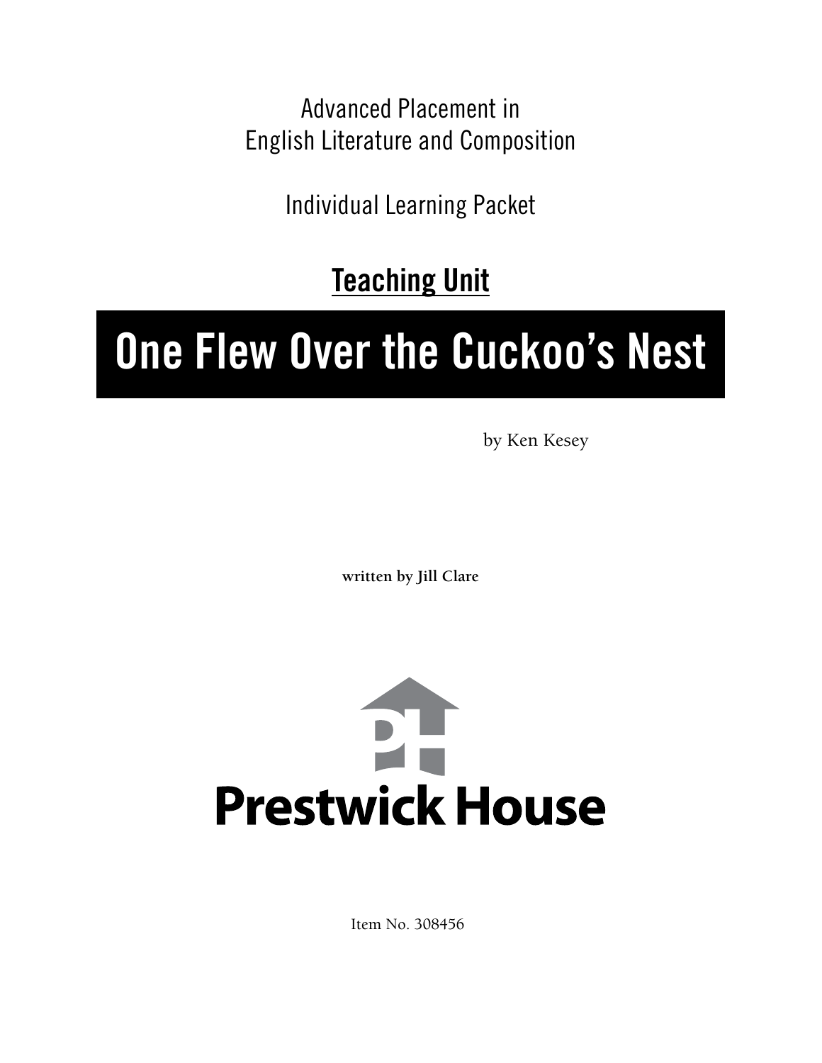Advanced Placement in
English Literature and Composition

Individual Learning Packet

**Teaching Unit**

# One Flew Over the Cuckoo's Nest

by Ken Kesey

**written by Jill Clare**

**Prestwick House**

Item No. 308456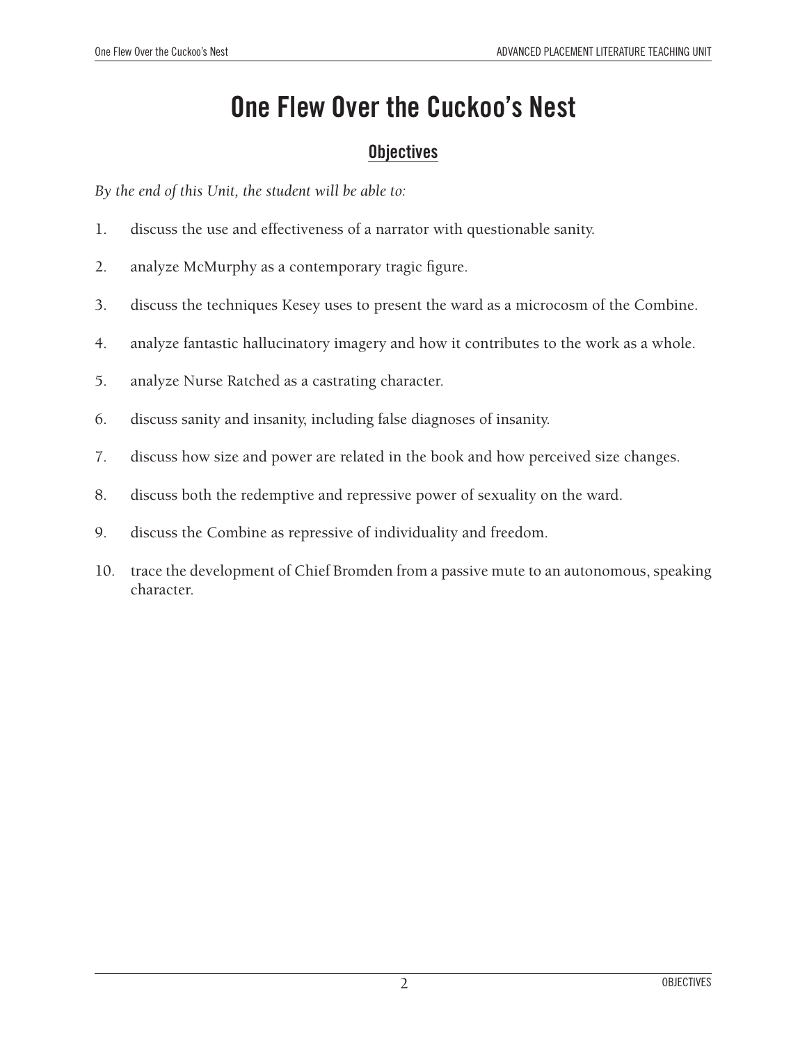# One Flew Over the Cuckoo's Nest

## Objectives

*By the end of this Unit, the student will be able to:*

1. discuss the use and effectiveness of a narrator with questionable sanity.
2. analyze McMurphy as a contemporary tragic figure.
3. discuss the techniques Kesey uses to present the ward as a microcosm of the Combine.
4. analyze fantastic hallucinatory imagery and how it contributes to the work as a whole.
5. analyze Nurse Ratched as a castrating character.
6. discuss sanity and insanity, including false diagnoses of insanity.
7. discuss how size and power are related in the book and how perceived size changes.
8. discuss both the redemptive and repressive power of sexuality on the ward.
9. discuss the Combine as repressive of individuality and freedom.
10. trace the development of Chief Bromden from a passive mute to an autonomous, speaking character.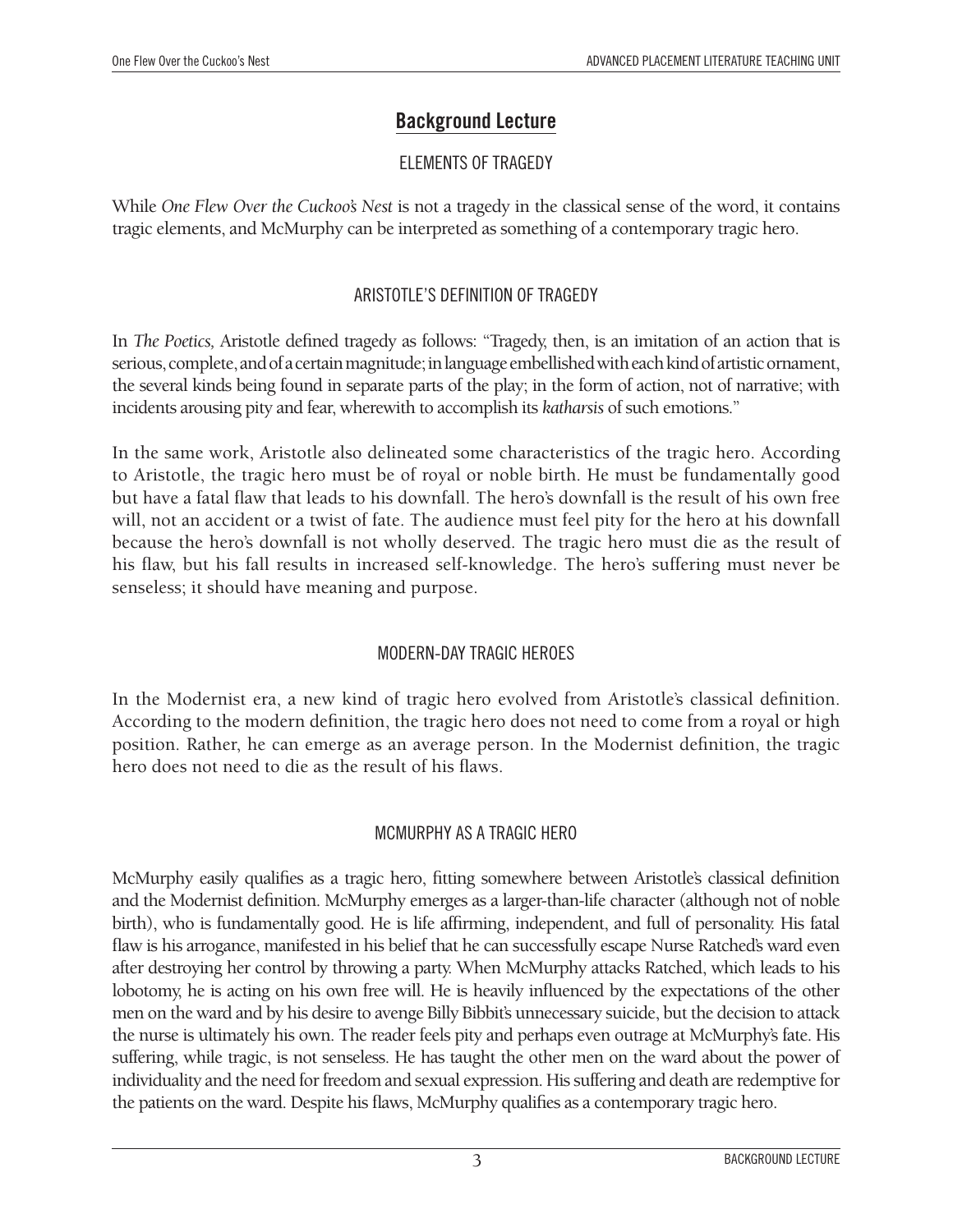# Background Lecture

## ELEMENTS OF TRAGEDY

While *One Flew Over the Cuckoo's Nest* is not a tragedy in the classical sense of the word, it contains tragic elements, and McMurphy can be interpreted as something of a contemporary tragic hero.

## ARISTOTLE'S DEFINITION OF TRAGEDY

In *The Poetics,* Aristotle defined tragedy as follows: "Tragedy, then, is an imitation of an action that is serious, complete, and of a certain magnitude; in language embellished with each kind of artistic ornament, the several kinds being found in separate parts of the play; in the form of action, not of narrative; with incidents arousing pity and fear, wherewith to accomplish its *katharsis* of such emotions."

In the same work, Aristotle also delineated some characteristics of the tragic hero. According to Aristotle, the tragic hero must be of royal or noble birth. He must be fundamentally good but have a fatal flaw that leads to his downfall. The hero's downfall is the result of his own free will, not an accident or a twist of fate. The audience must feel pity for the hero at his downfall because the hero's downfall is not wholly deserved. The tragic hero must die as the result of his flaw, but his fall results in increased self-knowledge. The hero's suffering must never be senseless; it should have meaning and purpose.

## MODERN-DAY TRAGIC HEROES

In the Modernist era, a new kind of tragic hero evolved from Aristotle's classical definition. According to the modern definition, the tragic hero does not need to come from a royal or high position. Rather, he can emerge as an average person. In the Modernist definition, the tragic hero does not need to die as the result of his flaws.

## MCMURPHY AS A TRAGIC HERO

McMurphy easily qualifies as a tragic hero, fitting somewhere between Aristotle's classical definition and the Modernist definition. McMurphy emerges as a larger-than-life character (although not of noble birth), who is fundamentally good. He is life affirming, independent, and full of personality. His fatal flaw is his arrogance, manifested in his belief that he can successfully escape Nurse Ratched's ward even after destroying her control by throwing a party. When McMurphy attacks Ratched, which leads to his lobotomy, he is acting on his own free will. He is heavily influenced by the expectations of the other men on the ward and by his desire to avenge Billy Bibbit's unnecessary suicide, but the decision to attack the nurse is ultimately his own. The reader feels pity and perhaps even outrage at McMurphy's fate. His suffering, while tragic, is not senseless. He has taught the other men on the ward about the power of individuality and the need for freedom and sexual expression. His suffering and death are redemptive for the patients on the ward. Despite his flaws, McMurphy qualifies as a contemporary tragic hero.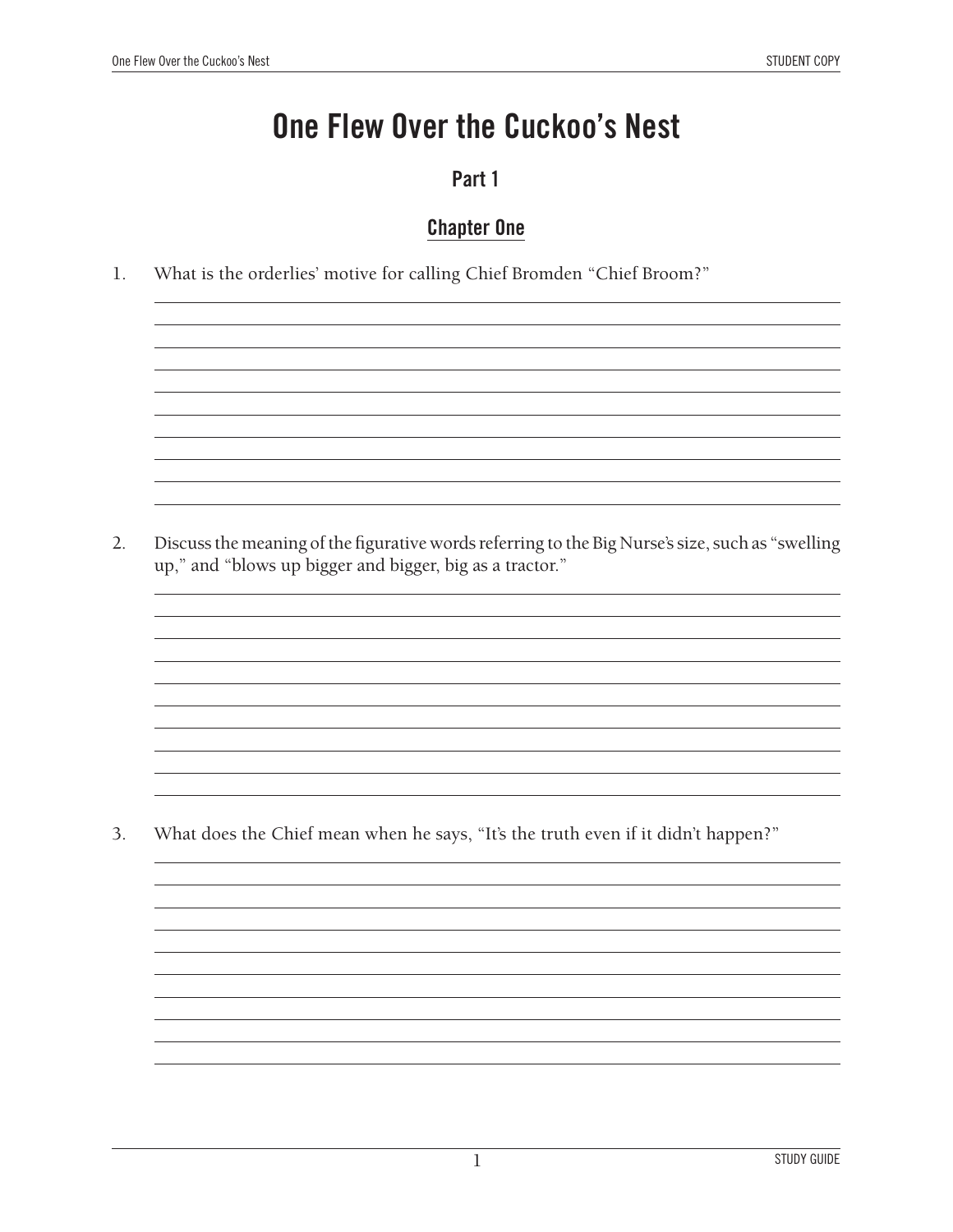# One Flew Over the Cuckoo's Nest

## Part 1

### Chapter One

1. What is the orderlies' motive for calling Chief Bromden "Chief Broom?"

2. Discuss the meaning of the figurative words referring to the Big Nurse's size, such as "swelling up," and "blows up bigger and bigger, big as a tractor."

3. What does the Chief mean when he says, "It's the truth even if it didn't happen?"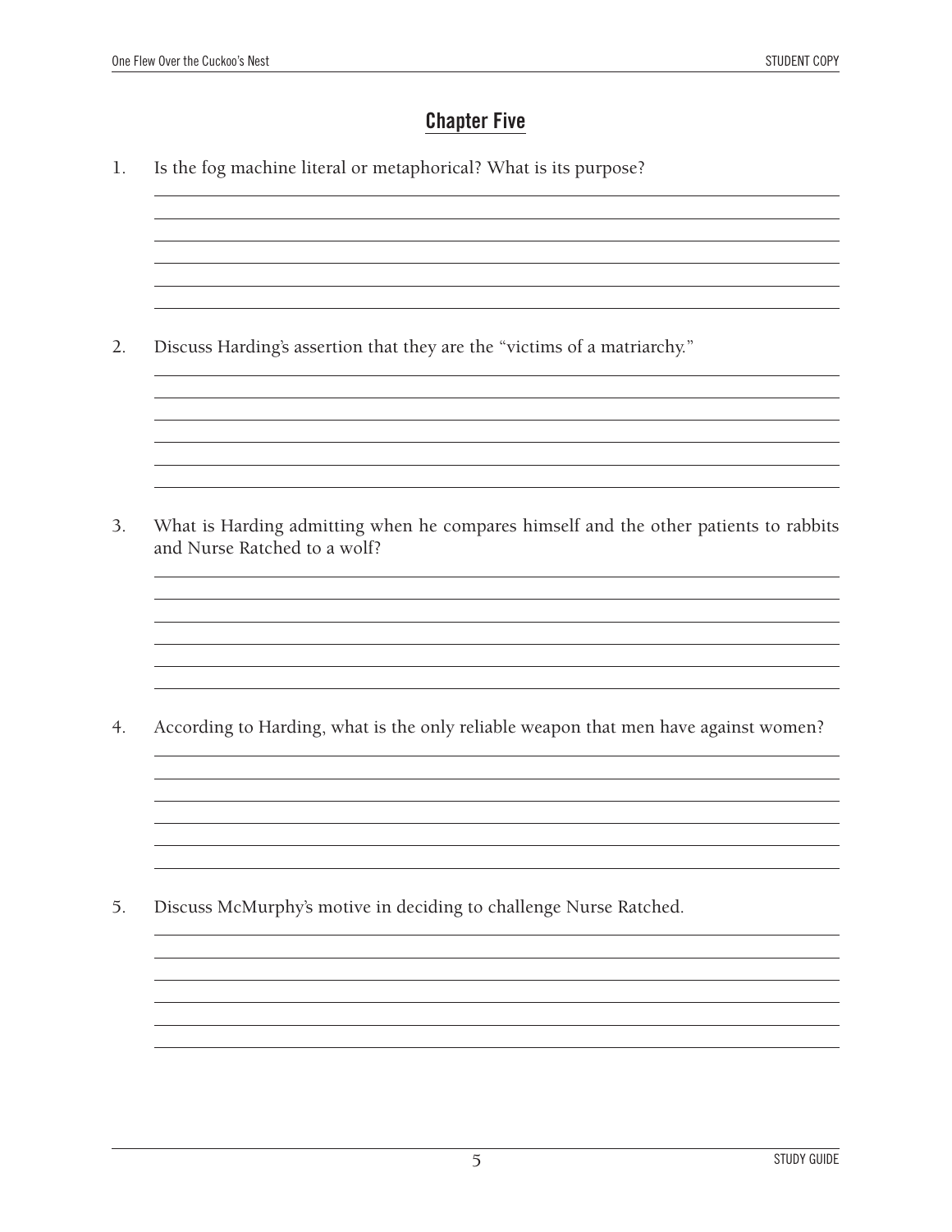## Chapter Five

1. Is the fog machine literal or metaphorical? What is its purpose?

2. Discuss Harding's assertion that they are the "victims of a matriarchy."

3. What is Harding admitting when he compares himself and the other patients to rabbits and Nurse Ratched to a wolf?

4. According to Harding, what is the only reliable weapon that men have against women?

5. Discuss McMurphy's motive in deciding to challenge Nurse Ratched.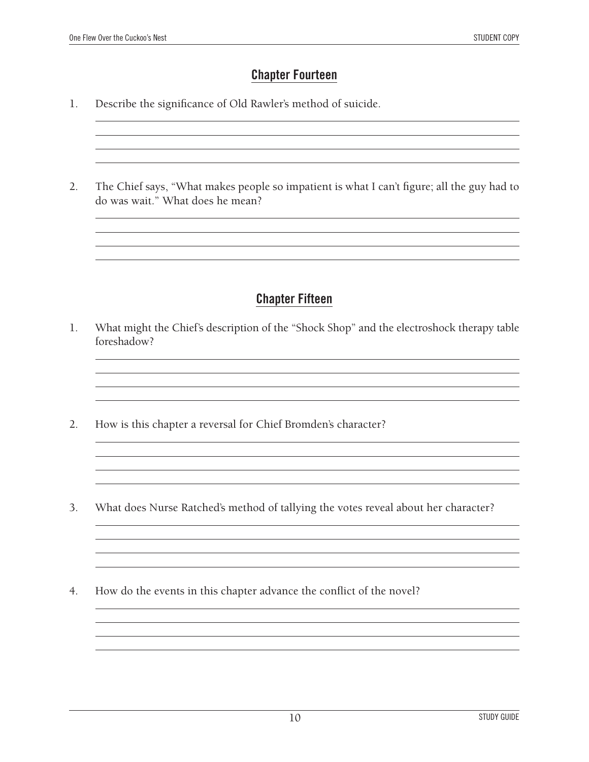## Chapter Fourteen

1. Describe the significance of Old Rawler's method of suicide.

2. The Chief says, "What makes people so impatient is what I can't figure; all the guy had to do was wait." What does he mean?

## Chapter Fifteen

1. What might the Chief's description of the "Shock Shop" and the electroshock therapy table foreshadow?

2. How is this chapter a reversal for Chief Bromden's character?

3. What does Nurse Ratched's method of tallying the votes reveal about her character?

4. How do the events in this chapter advance the conflict of the novel?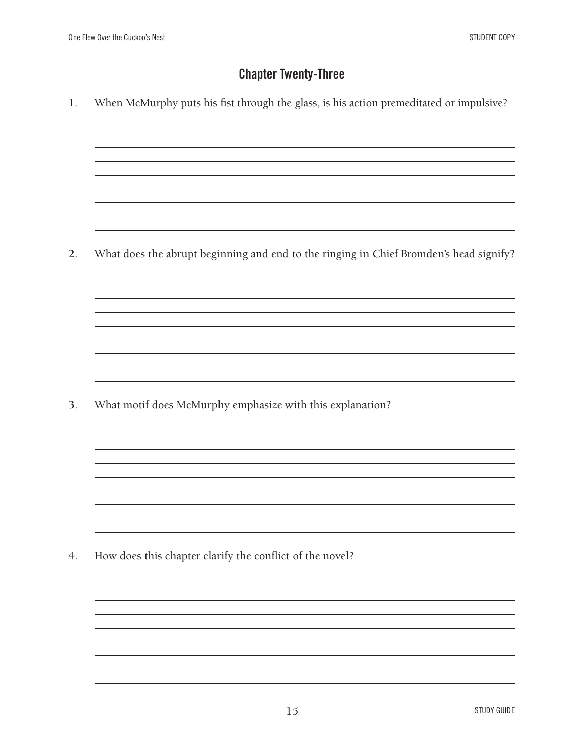## Chapter Twenty-Three

1. When McMurphy puts his fist through the glass, is his action premeditated or impulsive?

2. What does the abrupt beginning and end to the ringing in Chief Bromden's head signify?

3. What motif does McMurphy emphasize with this explanation?

4. How does this chapter clarify the conflict of the novel?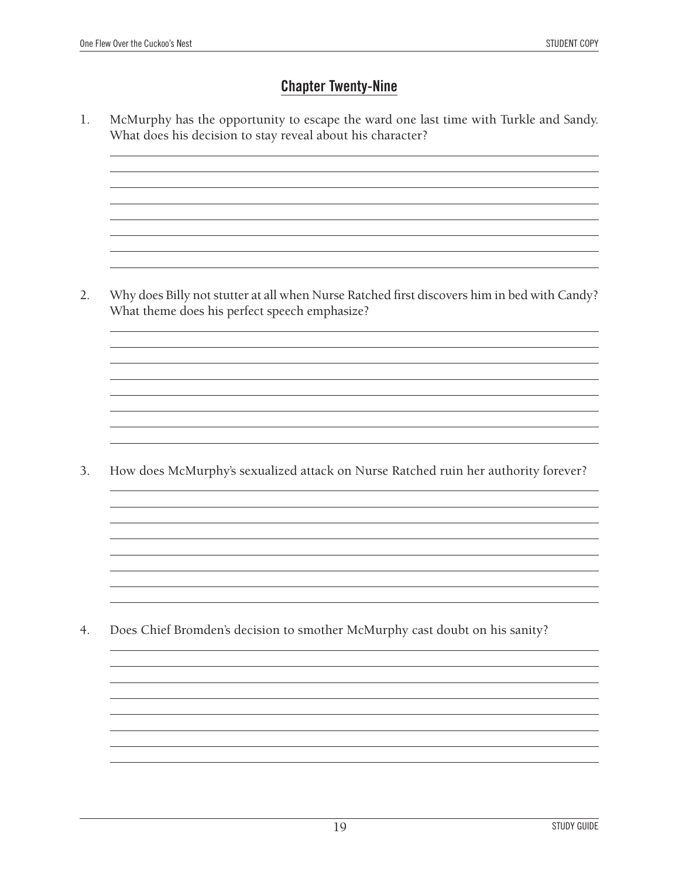## Chapter Twenty-Nine

1. McMurphy has the opportunity to escape the ward one last time with Turkle and Sandy. What does his decision to stay reveal about his character?

2. Why does Billy not stutter at all when Nurse Ratched first discovers him in bed with Candy? What theme does his perfect speech emphasize?

3. How does McMurphy's sexualized attack on Nurse Ratched ruin her authority forever?

4. Does Chief Bromden's decision to smother McMurphy cast doubt on his sanity?